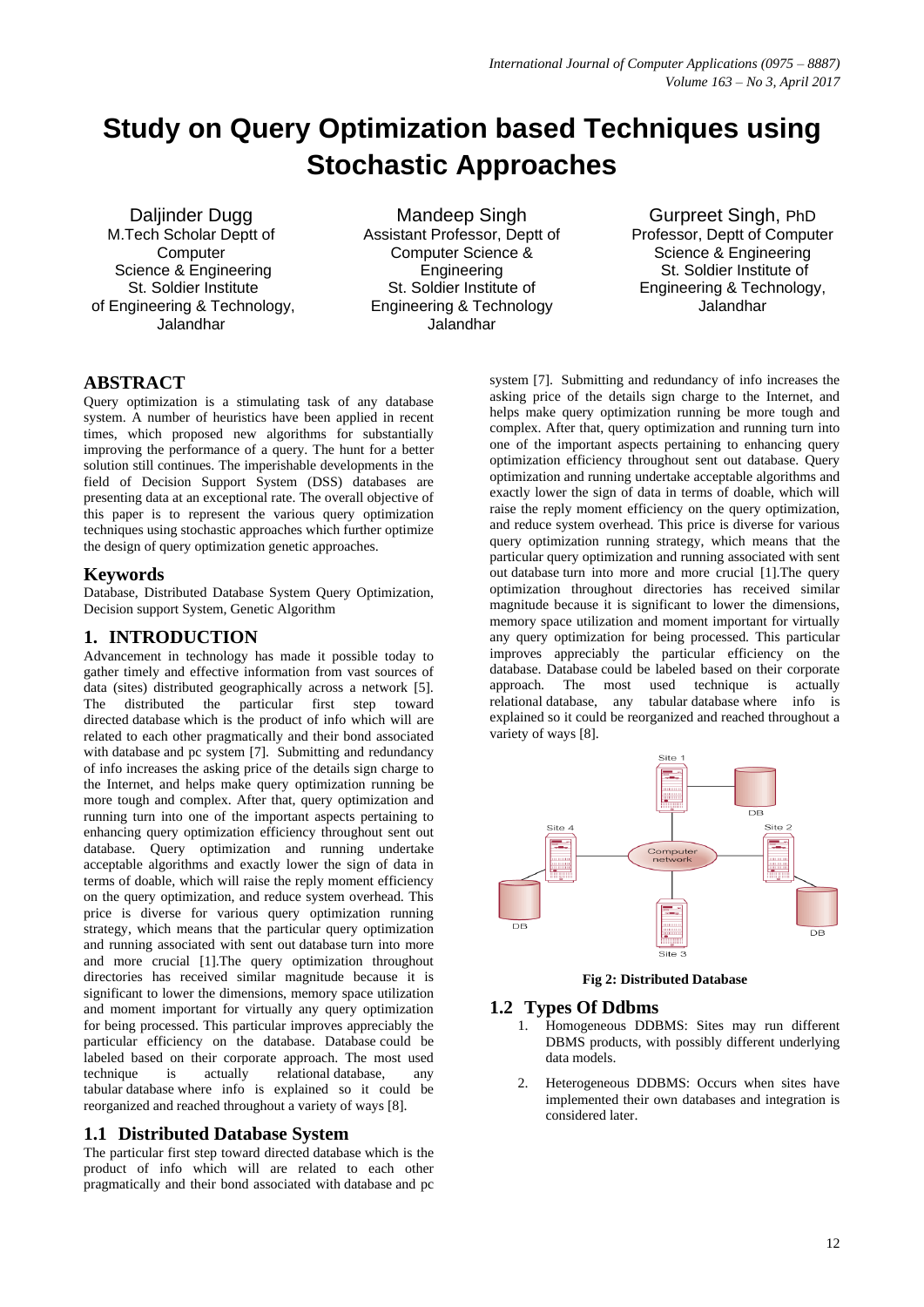# Study on Query Optimization based Techniques using Stochastic Approaches

Daljinder Dugg
M.Tech Scholar Deptt of Computer Science & Engineering
St. Soldier Institute of Engineering & Technology, Jalandhar

Mandeep Singh
Assistant Professor, Deptt of Computer Science & Engineering
St. Soldier Institute of Engineering & Technology Jalandhar

Gurpreet Singh, PhD
Professor, Deptt of Computer Science & Engineering
St. Soldier Institute of Engineering & Technology, Jalandhar

## ABSTRACT

Query optimization is a stimulating task of any database system. A number of heuristics have been applied in recent times, which proposed new algorithms for substantially improving the performance of a query. The hunt for a better solution still continues. The imperishable developments in the field of Decision Support System (DSS) databases are presenting data at an exceptional rate. The overall objective of this paper is to represent the various query optimization techniques using stochastic approaches which further optimize the design of query optimization genetic approaches.

## Keywords

Database, Distributed Database System Query Optimization, Decision support System, Genetic Algorithm

## 1. INTRODUCTION

Advancement in technology has made it possible today to gather timely and effective information from vast sources of data (sites) distributed geographically across a network [5]. The distributed the particular first step toward directed database which is the product of info which will are related to each other pragmatically and their bond associated with database and pc system [7]. Submitting and redundancy of info increases the asking price of the details sign charge to the Internet, and helps make query optimization running be more tough and complex. After that, query optimization and running turn into one of the important aspects pertaining to enhancing query optimization efficiency throughout sent out database. Query optimization and running undertake acceptable algorithms and exactly lower the sign of data in terms of doable, which will raise the reply moment efficiency on the query optimization, and reduce system overhead. This price is diverse for various query optimization running strategy, which means that the particular query optimization and running associated with sent out database turn into more and more crucial [1].The query optimization throughout directories has received similar magnitude because it is significant to lower the dimensions, memory space utilization and moment important for virtually any query optimization for being processed. This particular improves appreciably the particular efficiency on the database. Database could be labeled based on their corporate approach. The most used technique is actually relational database, any tabular database where info is explained so it could be reorganized and reached throughout a variety of ways [8].

### 1.1 Distributed Database System

The particular first step toward directed database which is the product of info which will are related to each other pragmatically and their bond associated with database and pc system [7]. Submitting and redundancy of info increases the asking price of the details sign charge to the Internet, and helps make query optimization running be more tough and complex. After that, query optimization and running turn into one of the important aspects pertaining to enhancing query optimization efficiency throughout sent out database. Query optimization and running undertake acceptable algorithms and exactly lower the sign of data in terms of doable, which will raise the reply moment efficiency on the query optimization, and reduce system overhead. This price is diverse for various query optimization running strategy, which means that the particular query optimization and running associated with sent out database turn into more and more crucial [1].The query optimization throughout directories has received similar magnitude because it is significant to lower the dimensions, memory space utilization and moment important for virtually any query optimization for being processed. This particular improves appreciably the particular efficiency on the database. Database could be labeled based on their corporate approach. The most used technique is actually relational database, any tabular database where info is explained so it could be reorganized and reached throughout a variety of ways [8].

**Fig 2: Distributed Database**

### 1.2 Types Of Ddbms

1. Homogeneous DDBMS: Sites may run different DBMS products, with possibly different underlying data models.
2. Heterogeneous DDBMS: Occurs when sites have implemented their own databases and integration is considered later.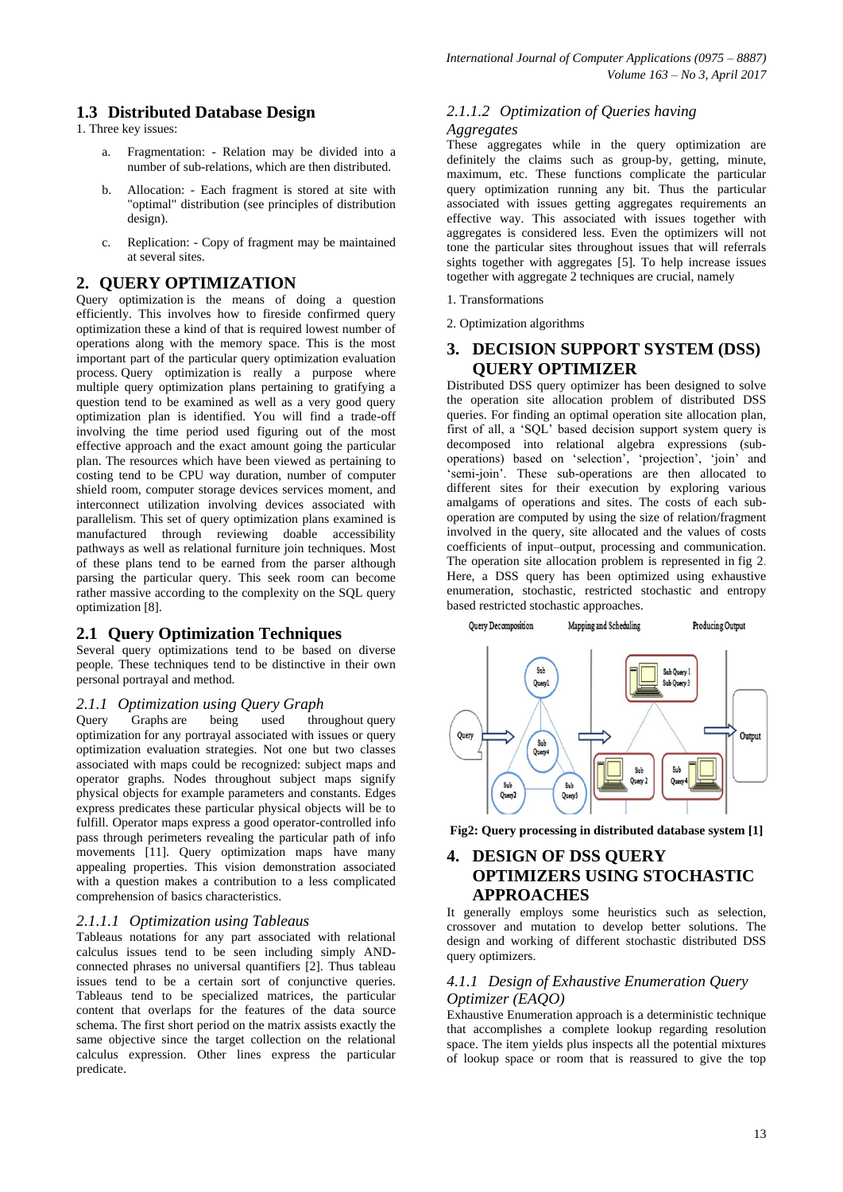## 1.3 Distributed Database Design

1. Three key issues:

   a. Fragmentation: - Relation may be divided into a number of sub-relations, which are then distributed.

   b. Allocation: - Each fragment is stored at site with "optimal" distribution (see principles of distribution design).

   c. Replication: - Copy of fragment may be maintained at several sites.

# 2. QUERY OPTIMIZATION

Query optimization is the means of doing a question efficiently. This involves how to fireside confirmed query optimization these a kind of that is required lowest number of operations along with the memory space. This is the most important part of the particular query optimization evaluation process. Query optimization is really a purpose where multiple query optimization plans pertaining to gratifying a question tend to be examined as well as a very good query optimization plan is identified. You will find a trade-off involving the time period used figuring out of the most effective approach and the exact amount going the particular plan. The resources which have been viewed as pertaining to costing tend to be CPU way duration, number of computer shield room, computer storage devices services moment, and interconnect utilization involving devices associated with parallelism. This set of query optimization plans examined is manufactured through reviewing doable accessibility pathways as well as relational furniture join techniques. Most of these plans tend to be earned from the parser although parsing the particular query. This seek room can become rather massive according to the complexity on the SQL query optimization [8].

## 2.1 Query Optimization Techniques

Several query optimizations tend to be based on diverse people. These techniques tend to be distinctive in their own personal portrayal and method.

### 2.1.1 Optimization using Query Graph

Query Graphs are being used throughout query optimization for any portrayal associated with issues or query optimization evaluation strategies. Not one but two classes associated with maps could be recognized: subject maps and operator graphs. Nodes throughout subject maps signify physical objects for example parameters and constants. Edges express predicates these particular physical objects will be to fulfill. Operator maps express a good operator-controlled info pass through perimeters revealing the particular path of info movements [11]. Query optimization maps have many appealing properties. This vision demonstration associated with a question makes a contribution to a less complicated comprehension of basics characteristics.

#### 2.1.1.1 Optimization using Tableaus

Tableaus notations for any part associated with relational calculus issues tend to be seen including simply AND-connected phrases no universal quantifiers [2]. Thus tableau issues tend to be a certain sort of conjunctive queries. Tableaus tend to be specialized matrices, the particular content that overlaps for the features of the data source schema. The first short period on the matrix assists exactly the same objective since the target collection on the relational calculus expression. Other lines express the particular predicate.

#### 2.1.1.2 Optimization of Queries having Aggregates

These aggregates while in the query optimization are definitely the claims such as group-by, getting, minute, maximum, etc. These functions complicate the particular query optimization running any bit. Thus the particular associated with issues getting aggregates requirements an effective way. This associated with issues together with aggregates is considered less. Even the optimizers will not tone the particular sites throughout issues that will referrals sights together with aggregates [5]. To help increase issues together with aggregate 2 techniques are crucial, namely

1. Transformations

2. Optimization algorithms

# 3. DECISION SUPPORT SYSTEM (DSS) QUERY OPTIMIZER

Distributed DSS query optimizer has been designed to solve the operation site allocation problem of distributed DSS queries. For finding an optimal operation site allocation plan, first of all, a 'SQL' based decision support system query is decomposed into relational algebra expressions (sub-operations) based on 'selection', 'projection', 'join' and 'semi-join'. These sub-operations are then allocated to different sites for their execution by exploring various amalgams of operations and sites. The costs of each sub-operation are computed by using the size of relation/fragment involved in the query, site allocated and the values of costs coefficients of input–output, processing and communication. The operation site allocation problem is represented in fig 2. Here, a DSS query has been optimized using exhaustive enumeration, stochastic, restricted stochastic and entropy based restricted stochastic approaches.

**Fig2: Query processing in distributed database system [1]**

# 4. DESIGN OF DSS QUERY OPTIMIZERS USING STOCHASTIC APPROACHES

It generally employs some heuristics such as selection, crossover and mutation to develop better solutions. The design and working of different stochastic distributed DSS query optimizers.

### 4.1.1 Design of Exhaustive Enumeration Query Optimizer (EAQO)

Exhaustive Enumeration approach is a deterministic technique that accomplishes a complete lookup regarding resolution space. The item yields plus inspects all the potential mixtures of lookup space or room that is reassured to give the top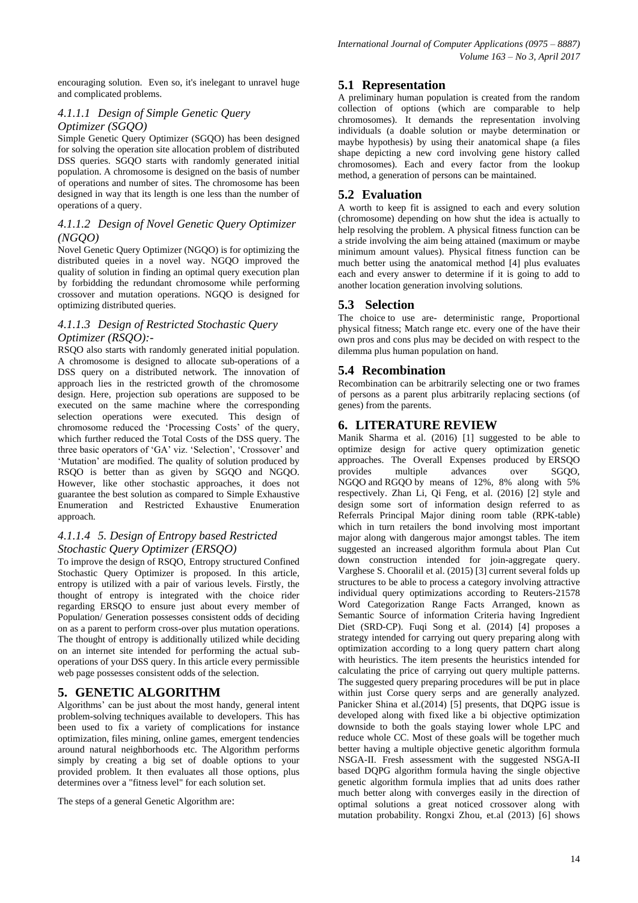encouraging solution. Even so, it's inelegant to unravel huge and complicated problems.

#### *4.1.1.1 Design of Simple Genetic Query Optimizer (SGQO)*

Simple Genetic Query Optimizer (SGQO) has been designed for solving the operation site allocation problem of distributed DSS queries. SGQO starts with randomly generated initial population. A chromosome is designed on the basis of number of operations and number of sites. The chromosome has been designed in way that its length is one less than the number of operations of a query.

#### *4.1.1.2 Design of Novel Genetic Query Optimizer (NGQO)*

Novel Genetic Query Optimizer (NGQO) is for optimizing the distributed queies in a novel way. NGQO improved the quality of solution in finding an optimal query execution plan by forbidding the redundant chromosome while performing crossover and mutation operations. NGQO is designed for optimizing distributed queries.

#### *4.1.1.3 Design of Restricted Stochastic Query Optimizer (RSQO):-*

RSQO also starts with randomly generated initial population. A chromosome is designed to allocate sub-operations of a DSS query on a distributed network. The innovation of approach lies in the restricted growth of the chromosome design. Here, projection sub operations are supposed to be executed on the same machine where the corresponding selection operations were executed. This design of chromosome reduced the 'Processing Costs' of the query, which further reduced the Total Costs of the DSS query. The three basic operators of 'GA' viz. 'Selection', 'Crossover' and 'Mutation' are modified. The quality of solution produced by RSQO is better than as given by SGQO and NGQO. However, like other stochastic approaches, it does not guarantee the best solution as compared to Simple Exhaustive Enumeration and Restricted Exhaustive Enumeration approach.

#### *4.1.1.4 5. Design of Entropy based Restricted Stochastic Query Optimizer (ERSQO)*

To improve the design of RSQO, Entropy structured Confined Stochastic Query Optimizer is proposed. In this article, entropy is utilized with a pair of various levels. Firstly, the thought of entropy is integrated with the choice rider regarding ERSQO to ensure just about every member of Population/ Generation possesses consistent odds of deciding on as a parent to perform cross-over plus mutation operations. The thought of entropy is additionally utilized while deciding on an internet site intended for performing the actual sub-operations of your DSS query. In this article every permissible web page possesses consistent odds of the selection.

## 5. GENETIC ALGORITHM

Algorithms' can be just about the most handy, general intent problem-solving techniques available to developers. This has been used to fix a variety of complications for instance optimization, files mining, online games, emergent tendencies around natural neighborhoods etc. The Algorithm performs simply by creating a big set of doable options to your provided problem. It then evaluates all those options, plus determines over a "fitness level" for each solution set.

The steps of a general Genetic Algorithm are:

### 5.1 Representation

A preliminary human population is created from the random collection of options (which are comparable to help chromosomes). It demands the representation involving individuals (a doable solution or maybe determination or maybe hypothesis) by using their anatomical shape (a files shape depicting a new cord involving gene history called chromosomes). Each and every factor from the lookup method, a generation of persons can be maintained.

### 5.2 Evaluation

A worth to keep fit is assigned to each and every solution (chromosome) depending on how shut the idea is actually to help resolving the problem. A physical fitness function can be a stride involving the aim being attained (maximum or maybe minimum amount values). Physical fitness function can be much better using the anatomical method [4] plus evaluates each and every answer to determine if it is going to add to another location generation involving solutions.

### 5.3 Selection

The choice to use are- deterministic range, Proportional physical fitness; Match range etc. every one of the have their own pros and cons plus may be decided on with respect to the dilemma plus human population on hand.

### 5.4 Recombination

Recombination can be arbitrarily selecting one or two frames of persons as a parent plus arbitrarily replacing sections (of genes) from the parents.

## 6. LITERATURE REVIEW

Manik Sharma et al. (2016) [1] suggested to be able to optimize design for active query optimization genetic approaches. The Overall Expenses produced by ERSQO provides multiple advances over SGQO, NGQO and RGQO by means of 12%, 8% along with 5% respectively. Zhan Li, Qi Feng, et al. (2016) [2] style and design some sort of information design referred to as Referrals Principal Major dining room table (RPK-table) which in turn retailers the bond involving most important major along with dangerous major amongst tables. The item suggested an increased algorithm formula about Plan Cut down construction intended for join-aggregate query. Varghese S. Chooralil et al. (2015) [3] current several folds up structures to be able to process a category involving attractive individual query optimizations according to Reuters-21578 Word Categorization Range Facts Arranged, known as Semantic Source of information Criteria having Ingredient Diet (SRD-CP). Fuqi Song et al. (2014) [4] proposes a strategy intended for carrying out query preparing along with optimization according to a long query pattern chart along with heuristics. The item presents the heuristics intended for calculating the price of carrying out query multiple patterns. The suggested query preparing procedures will be put in place within just Corse query serps and are generally analyzed. Panicker Shina et al.(2014) [5] presents, that DQPG issue is developed along with fixed like a bi objective optimization downside to both the goals staying lower whole LPC and reduce whole CC. Most of these goals will be together much better having a multiple objective genetic algorithm formula NSGA-II. Fresh assessment with the suggested NSGA-II based DQPG algorithm formula having the single objective genetic algorithm formula implies that ad units does rather much better along with converges easily in the direction of optimal solutions a great noticed crossover along with mutation probability. Rongxi Zhou, et.al (2013) [6] shows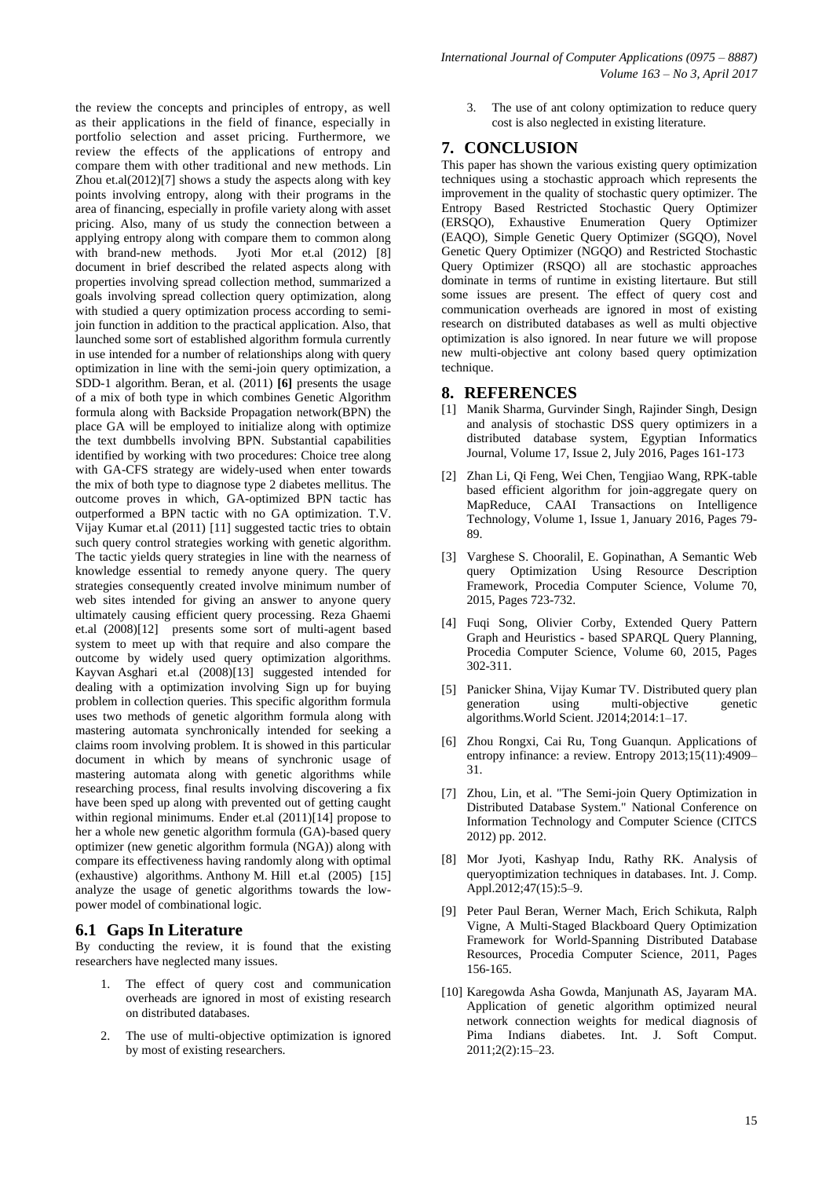the review the concepts and principles of entropy, as well as their applications in the field of finance, especially in portfolio selection and asset pricing. Furthermore, we review the effects of the applications of entropy and compare them with other traditional and new methods. Lin Zhou et.al(2012)[7] shows a study the aspects along with key points involving entropy, along with their programs in the area of financing, especially in profile variety along with asset pricing. Also, many of us study the connection between a applying entropy along with compare them to common along with brand-new methods. Jyoti Mor et.al (2012) [8] document in brief described the related aspects along with properties involving spread collection method, summarized a goals involving spread collection query optimization, along with studied a query optimization process according to semi-join function in addition to the practical application. Also, that launched some sort of established algorithm formula currently in use intended for a number of relationships along with query optimization in line with the semi-join query optimization, a SDD-1 algorithm. Beran, et al. (2011) **[6]** presents the usage of a mix of both type in which combines Genetic Algorithm formula along with Backside Propagation network(BPN) the place GA will be employed to initialize along with optimize the text dumbbells involving BPN. Substantial capabilities identified by working with two procedures: Choice tree along with GA-CFS strategy are widely-used when enter towards the mix of both type to diagnose type 2 diabetes mellitus. The outcome proves in which, GA-optimized BPN tactic has outperformed a BPN tactic with no GA optimization. T.V. Vijay Kumar et.al (2011) [11] suggested tactic tries to obtain such query control strategies working with genetic algorithm. The tactic yields query strategies in line with the nearness of knowledge essential to remedy anyone query. The query strategies consequently created involve minimum number of web sites intended for giving an answer to anyone query ultimately causing efficient query processing. Reza Ghaemi et.al (2008)[12] presents some sort of multi-agent based system to meet up with that require and also compare the outcome by widely used query optimization algorithms. Kayvan Asghari et.al (2008)[13] suggested intended for dealing with a optimization involving Sign up for buying problem in collection queries. This specific algorithm formula uses two methods of genetic algorithm formula along with mastering automata synchronically intended for seeking a claims room involving problem. It is showed in this particular document in which by means of synchronic usage of mastering automata along with genetic algorithms while researching process, final results involving discovering a fix have been sped up along with prevented out of getting caught within regional minimums. Ender et.al (2011)[14] propose to her a whole new genetic algorithm formula (GA)-based query optimizer (new genetic algorithm formula (NGA)) along with compare its effectiveness having randomly along with optimal (exhaustive) algorithms. Anthony M. Hill et.al (2005) [15] analyze the usage of genetic algorithms towards the low-power model of combinational logic.

## 6.1 Gaps In Literature

By conducting the review, it is found that the existing researchers have neglected many issues.

1. The effect of query cost and communication overheads are ignored in most of existing research on distributed databases.
2. The use of multi-objective optimization is ignored by most of existing researchers.
3. The use of ant colony optimization to reduce query cost is also neglected in existing literature.

# 7. CONCLUSION

This paper has shown the various existing query optimization techniques using a stochastic approach which represents the improvement in the quality of stochastic query optimizer. The Entropy Based Restricted Stochastic Query Optimizer (ERSQO), Exhaustive Enumeration Query Optimizer (EAQO), Simple Genetic Query Optimizer (SGQO), Novel Genetic Query Optimizer (NGQO) and Restricted Stochastic Query Optimizer (RSQO) all are stochastic approaches dominate in terms of runtime in existing litertaure. But still some issues are present. The effect of query cost and communication overheads are ignored in most of existing research on distributed databases as well as multi objective optimization is also ignored. In near future we will propose new multi-objective ant colony based query optimization technique.

# 8. REFERENCES

[1] Manik Sharma, Gurvinder Singh, Rajinder Singh, Design and analysis of stochastic DSS query optimizers in a distributed database system, Egyptian Informatics Journal, Volume 17, Issue 2, July 2016, Pages 161-173

[2] Zhan Li, Qi Feng, Wei Chen, Tengjiao Wang, RPK-table based efficient algorithm for join-aggregate query on MapReduce, CAAI Transactions on Intelligence Technology, Volume 1, Issue 1, January 2016, Pages 79-89.

[3] Varghese S. Chooralil, E. Gopinathan, A Semantic Web query Optimization Using Resource Description Framework, Procedia Computer Science, Volume 70, 2015, Pages 723-732.

[4] Fuqi Song, Olivier Corby, Extended Query Pattern Graph and Heuristics - based SPARQL Query Planning, Procedia Computer Science, Volume 60, 2015, Pages 302-311.

[5] Panicker Shina, Vijay Kumar TV. Distributed query plan generation using multi-objective genetic algorithms.World Scient. J2014;2014:1–17.

[6] Zhou Rongxi, Cai Ru, Tong Guanqun. Applications of entropy infinance: a review. Entropy 2013;15(11):4909–31.

[7] Zhou, Lin, et al. "The Semi-join Query Optimization in Distributed Database System." National Conference on Information Technology and Computer Science (CITCS 2012) pp. 2012.

[8] Mor Jyoti, Kashyap Indu, Rathy RK. Analysis of queryoptimization techniques in databases. Int. J. Comp. Appl.2012;47(15):5–9.

[9] Peter Paul Beran, Werner Mach, Erich Schikuta, Ralph Vigne, A Multi-Staged Blackboard Query Optimization Framework for World-Spanning Distributed Database Resources, Procedia Computer Science, 2011, Pages 156-165.

[10] Karegowda Asha Gowda, Manjunath AS, Jayaram MA. Application of genetic algorithm optimized neural network connection weights for medical diagnosis of Pima Indians diabetes. Int. J. Soft Comput. 2011;2(2):15–23.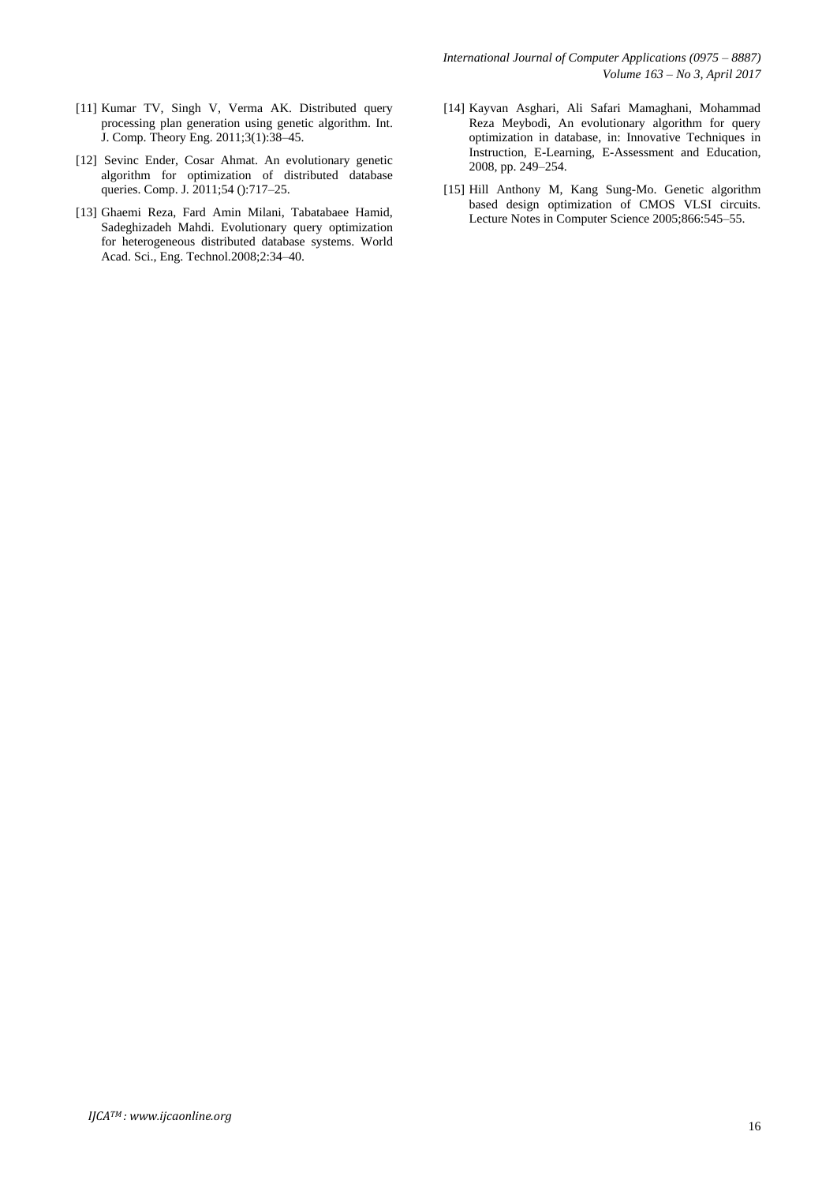[11] Kumar TV, Singh V, Verma AK. Distributed query processing plan generation using genetic algorithm. Int. J. Comp. Theory Eng. 2011;3(1):38–45.

[12] Sevinc Ender, Cosar Ahmat. An evolutionary genetic algorithm for optimization of distributed database queries. Comp. J. 2011;54 ():717–25.

[13] Ghaemi Reza, Fard Amin Milani, Tabatabaee Hamid, Sadeghizadeh Mahdi. Evolutionary query optimization for heterogeneous distributed database systems. World Acad. Sci., Eng. Technol.2008;2:34–40.

[14] Kayvan Asghari, Ali Safari Mamaghani, Mohammad Reza Meybodi, An evolutionary algorithm for query optimization in database, in: Innovative Techniques in Instruction, E-Learning, E-Assessment and Education, 2008, pp. 249–254.

[15] Hill Anthony M, Kang Sung-Mo. Genetic algorithm based design optimization of CMOS VLSI circuits. Lecture Notes in Computer Science 2005;866:545–55.